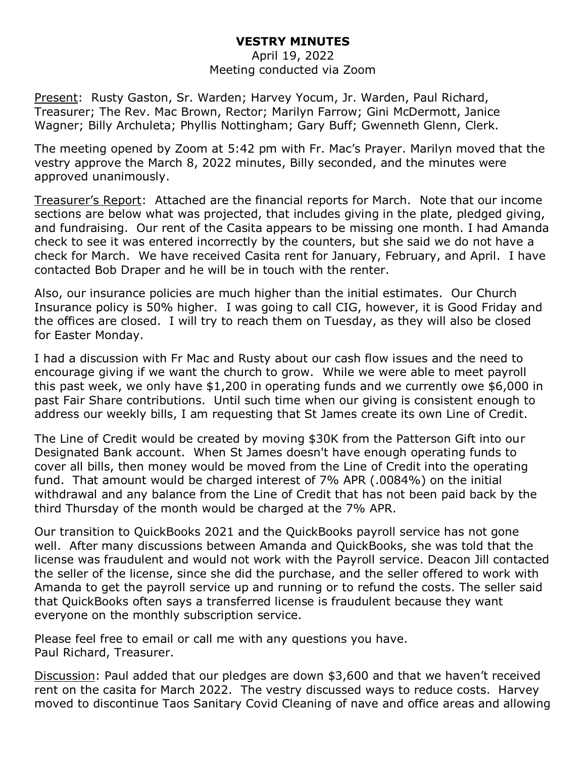**VESTRY MINUTES**

April 19, 2022

Meeting conducted via Zoom

Present: Rusty Gaston, Sr. Warden; Harvey Yocum, Jr. Warden, Paul Richard, Treasurer; The Rev. Mac Brown, Rector; Marilyn Farrow; Gini McDermott, Janice Wagner; Billy Archuleta; Phyllis Nottingham; Gary Buff; Gwenneth Glenn, Clerk.

The meeting opened by Zoom at 5:42 pm with Fr. Mac's Prayer. Marilyn moved that the vestry approve the March 8, 2022 minutes, Billy seconded, and the minutes were approved unanimously.

Treasurer's Report: Attached are the financial reports for March. Note that our income sections are below what was projected, that includes giving in the plate, pledged giving, and fundraising. Our rent of the Casita appears to be missing one month. I had Amanda check to see it was entered incorrectly by the counters, but she said we do not have a check for March. We have received Casita rent for January, February, and April. I have contacted Bob Draper and he will be in touch with the renter.

Also, our insurance policies are much higher than the initial estimates. Our Church Insurance policy is 50% higher. I was going to call CIG, however, it is Good Friday and the offices are closed. I will try to reach them on Tuesday, as they will also be closed for Easter Monday.

I had a discussion with Fr Mac and Rusty about our cash flow issues and the need to encourage giving if we want the church to grow. While we were able to meet payroll this past week, we only have $1,200 in operating funds and we currently owe $6,000 in past Fair Share contributions. Until such time when our giving is consistent enough to address our weekly bills, I am requesting that St James create its own Line of Credit.

The Line of Credit would be created by moving $30K from the Patterson Gift into our Designated Bank account. When St James doesn't have enough operating funds to cover all bills, then money would be moved from the Line of Credit into the operating fund. That amount would be charged interest of 7% APR (.0084%) on the initial withdrawal and any balance from the Line of Credit that has not been paid back by the third Thursday of the month would be charged at the 7% APR.

Our transition to QuickBooks 2021 and the QuickBooks payroll service has not gone well. After many discussions between Amanda and QuickBooks, she was told that the license was fraudulent and would not work with the Payroll service. Deacon Jill contacted the seller of the license, since she did the purchase, and the seller offered to work with Amanda to get the payroll service up and running or to refund the costs. The seller said that QuickBooks often says a transferred license is fraudulent because they want everyone on the monthly subscription service.

Please feel free to email or call me with any questions you have.
Paul Richard, Treasurer.

Discussion: Paul added that our pledges are down $3,600 and that we haven't received rent on the casita for March 2022. The vestry discussed ways to reduce costs. Harvey moved to discontinue Taos Sanitary Covid Cleaning of nave and office areas and allowing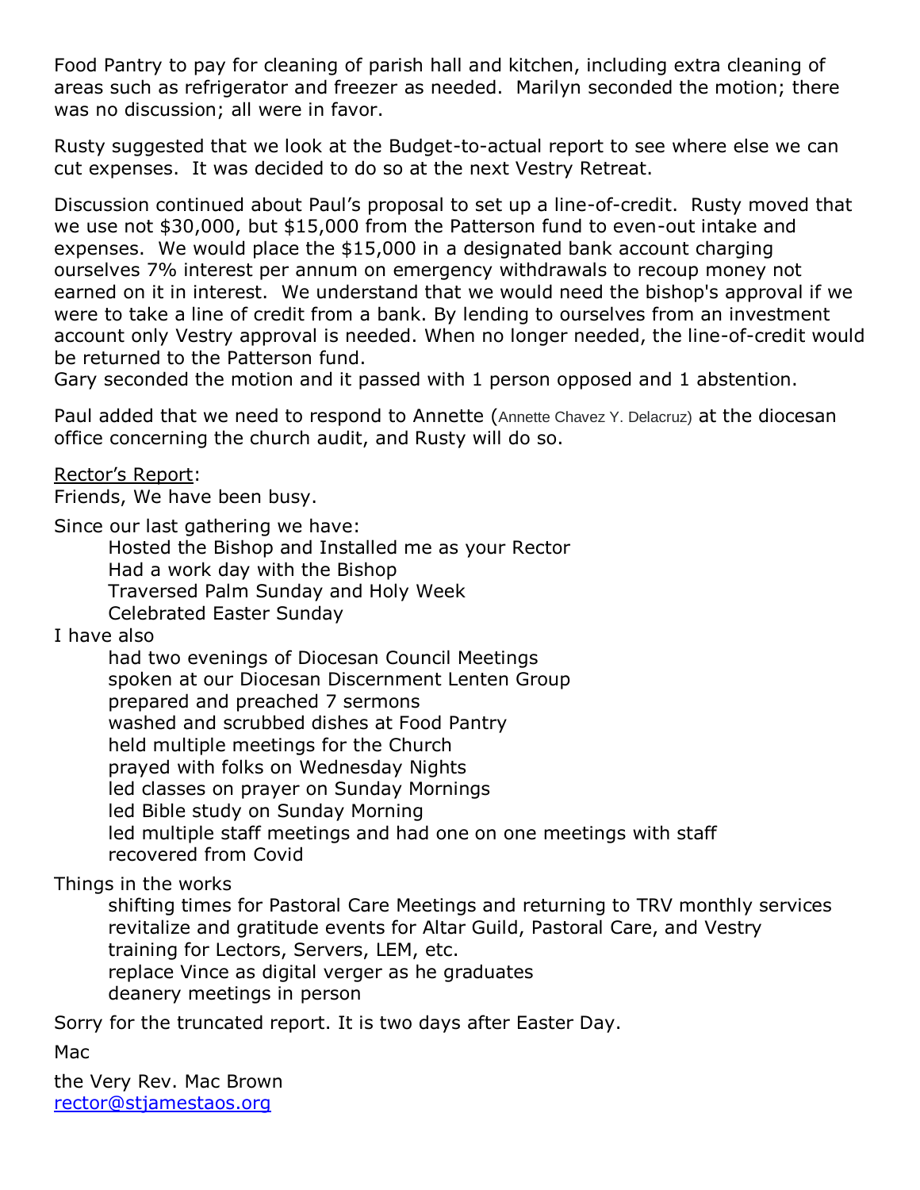Food Pantry to pay for cleaning of parish hall and kitchen, including extra cleaning of areas such as refrigerator and freezer as needed. Marilyn seconded the motion; there was no discussion; all were in favor.

Rusty suggested that we look at the Budget-to-actual report to see where else we can cut expenses. It was decided to do so at the next Vestry Retreat.

Discussion continued about Paul's proposal to set up a line-of-credit. Rusty moved that we use not $30,000, but $15,000 from the Patterson fund to even-out intake and expenses. We would place the $15,000 in a designated bank account charging ourselves 7% interest per annum on emergency withdrawals to recoup money not earned on it in interest. We understand that we would need the bishop's approval if we were to take a line of credit from a bank. By lending to ourselves from an investment account only Vestry approval is needed. When no longer needed, the line-of-credit would be returned to the Patterson fund.
Gary seconded the motion and it passed with 1 person opposed and 1 abstention.

Paul added that we need to respond to Annette (Annette Chavez Y. Delacruz) at the diocesan office concerning the church audit, and Rusty will do so.

<u>Rector's Report</u>:
Friends, We have been busy.

Since our last gathering we have:
- Hosted the Bishop and Installed me as your Rector
- Had a work day with the Bishop
- Traversed Palm Sunday and Holy Week
- Celebrated Easter Sunday

I have also
- had two evenings of Diocesan Council Meetings
- spoken at our Diocesan Discernment Lenten Group
- prepared and preached 7 sermons
- washed and scrubbed dishes at Food Pantry
- held multiple meetings for the Church
- prayed with folks on Wednesday Nights
- led classes on prayer on Sunday Mornings
- led Bible study on Sunday Morning
- led multiple staff meetings and had one on one meetings with staff
- recovered from Covid

Things in the works
- shifting times for Pastoral Care Meetings and returning to TRV monthly services
- revitalize and gratitude events for Altar Guild, Pastoral Care, and Vestry
- training for Lectors, Servers, LEM, etc.
- replace Vince as digital verger as he graduates
- deanery meetings in person

Sorry for the truncated report. It is two days after Easter Day.

Mac

the Very Rev. Mac Brown
rector@stjamestaos.org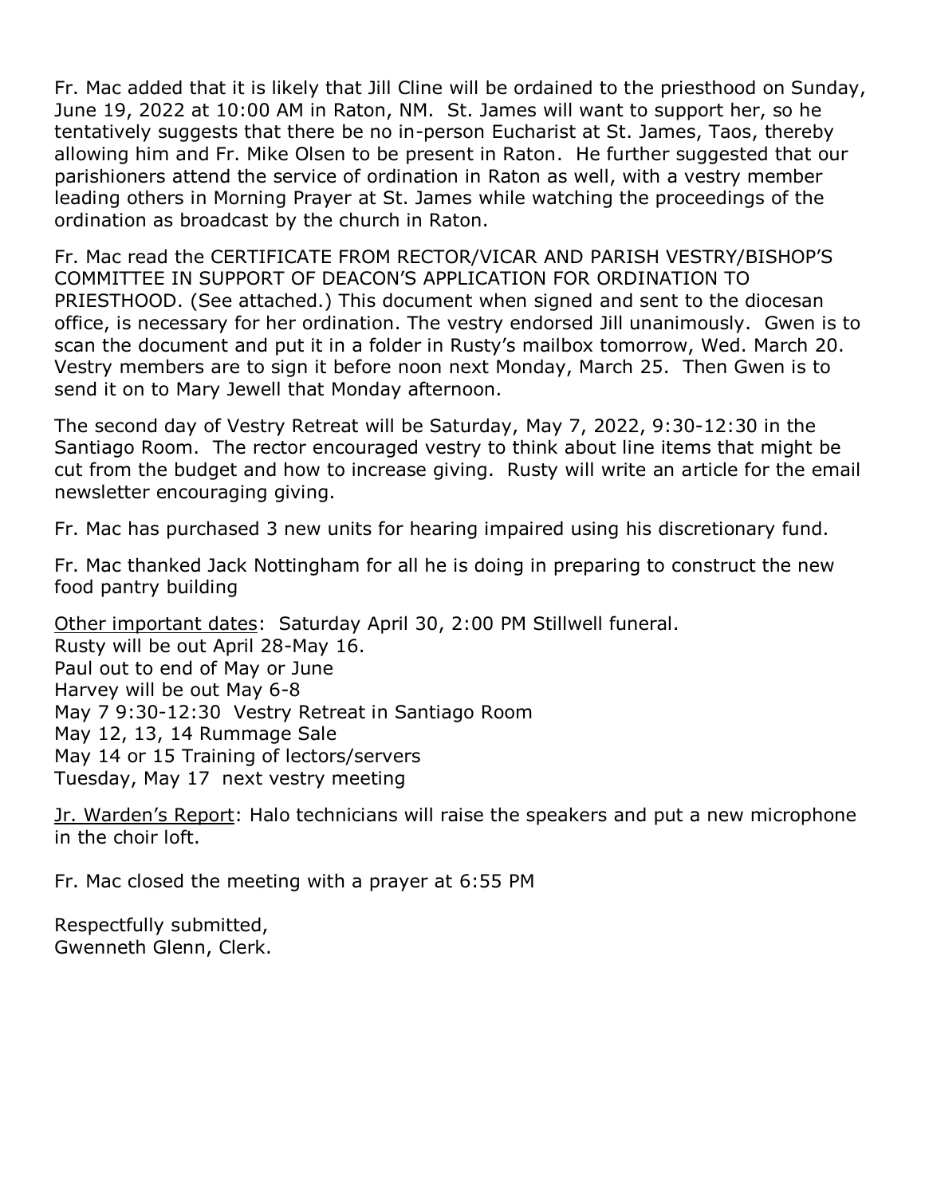Fr. Mac added that it is likely that Jill Cline will be ordained to the priesthood on Sunday, June 19, 2022 at 10:00 AM in Raton, NM. St. James will want to support her, so he tentatively suggests that there be no in-person Eucharist at St. James, Taos, thereby allowing him and Fr. Mike Olsen to be present in Raton. He further suggested that our parishioners attend the service of ordination in Raton as well, with a vestry member leading others in Morning Prayer at St. James while watching the proceedings of the ordination as broadcast by the church in Raton.

Fr. Mac read the CERTIFICATE FROM RECTOR/VICAR AND PARISH VESTRY/BISHOP'S COMMITTEE IN SUPPORT OF DEACON'S APPLICATION FOR ORDINATION TO PRIESTHOOD. (See attached.) This document when signed and sent to the diocesan office, is necessary for her ordination. The vestry endorsed Jill unanimously. Gwen is to scan the document and put it in a folder in Rusty's mailbox tomorrow, Wed. March 20. Vestry members are to sign it before noon next Monday, March 25. Then Gwen is to send it on to Mary Jewell that Monday afternoon.

The second day of Vestry Retreat will be Saturday, May 7, 2022, 9:30-12:30 in the Santiago Room. The rector encouraged vestry to think about line items that might be cut from the budget and how to increase giving. Rusty will write an article for the email newsletter encouraging giving.

Fr. Mac has purchased 3 new units for hearing impaired using his discretionary fund.

Fr. Mac thanked Jack Nottingham for all he is doing in preparing to construct the new food pantry building

<u>Other important dates</u>: Saturday April 30, 2:00 PM Stillwell funeral.
Rusty will be out April 28-May 16.
Paul out to end of May or June
Harvey will be out May 6-8
May 7 9:30-12:30 Vestry Retreat in Santiago Room
May 12, 13, 14 Rummage Sale
May 14 or 15 Training of lectors/servers
Tuesday, May 17 next vestry meeting

<u>Jr. Warden's Report</u>: Halo technicians will raise the speakers and put a new microphone in the choir loft.

Fr. Mac closed the meeting with a prayer at 6:55 PM

Respectfully submitted,
Gwenneth Glenn, Clerk.